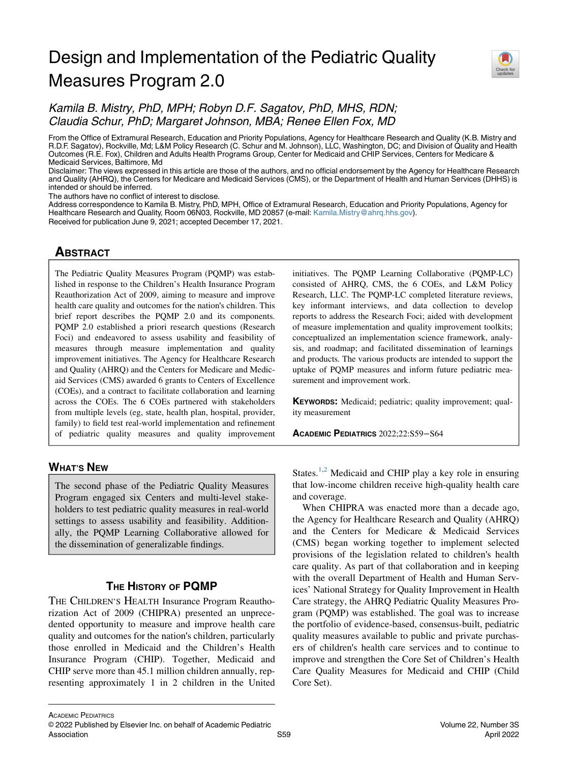# Design and Implementation of the Pediatric Quality Measures Program 2.0

*Kamila B. Mistry, PhD, MPH; Robyn D.F. Sagatov, PhD, MHS, RDN; Claudia Schur, PhD; Margaret Johnson, MBA; Renee Ellen Fox, MD*

From the Office of Extramural Research, Education and Priority Populations, Agency for Healthcare Research and Quality (K.B. Mistry and R.D.F. Sagatov), Rockville, Md; L&M Policy Research (C. Schur and M. Johnson), LLC, Washington, DC; and Division of Quality and Health Outcomes (R.E. Fox), Children and Adults Health Programs Group, Center for Medicaid and CHIP Services, Centers for Medicare & Medicaid Services, Baltimore, Md

Disclaimer: The views expressed in this article are those of the authors, and no official endorsement by the Agency for Healthcare Research and Quality (AHRQ), the Centers for Medicare and Medicaid Services (CMS), or the Department of Health and Human Services (DHHS) is intended or should be inferred.

The authors have no conflict of interest to disclose.

Address correspondence to Kamila B. Mistry, PhD, MPH, Office of Extramural Research, Education and Priority Populations, Agency for Healthcare Research and Quality, Room 06N03, Rockville, MD 20857 (e-mail: Kamila.Mistry@ahrq.hhs.gov).

Received for publication June 9, 2021; accepted December 17, 2021.

## Abstract

The Pediatric Quality Measures Program (PQMP) was established in response to the Children's Health Insurance Program Reauthorization Act of 2009, aiming to measure and improve health care quality and outcomes for the nation's children. This brief report describes the PQMP 2.0 and its components. PQMP 2.0 established a priori research questions (Research Foci) and endeavored to assess usability and feasibility of measures through measure implementation and quality improvement initiatives. The Agency for Healthcare Research and Quality (AHRQ) and the Centers for Medicare and Medicaid Services (CMS) awarded 6 grants to Centers of Excellence (COEs), and a contract to facilitate collaboration and learning across the COEs. The 6 COEs partnered with stakeholders from multiple levels (eg, state, health plan, hospital, provider, family) to field test real-world implementation and refinement of pediatric quality measures and quality improvement initiatives. The PQMP Learning Collaborative (PQMP-LC) consisted of AHRQ, CMS, the 6 COEs, and L&M Policy Research, LLC. The PQMP-LC completed literature reviews, key informant interviews, and data collection to develop reports to address the Research Foci; aided with development of measure implementation and quality improvement toolkits; conceptualized an implementation science framework, analysis, and roadmap; and facilitated dissemination of learnings and products. The various products are intended to support the uptake of PQMP measures and inform future pediatric measurement and improvement work.

**Keywords:** Medicaid; pediatric; quality improvement; quality measurement

## What's New

The second phase of the Pediatric Quality Measures Program engaged six Centers and multi-level stakeholders to test pediatric quality measures in real-world settings to assess usability and feasibility. Additionally, the PQMP Learning Collaborative allowed for the dissemination of generalizable findings.

## The History of PQMP

The Children's Health Insurance Program Reauthorization Act of 2009 (CHIPRA) presented an unprecedented opportunity to measure and improve health care quality and outcomes for the nation's children, particularly those enrolled in Medicaid and the Children's Health Insurance Program (CHIP). Together, Medicaid and CHIP serve more than 45.1 million children annually, representing approximately 1 in 2 children in the United States.[1,2] Medicaid and CHIP play a key role in ensuring that low-income children receive high-quality health care and coverage.

When CHIPRA was enacted more than a decade ago, the Agency for Healthcare Research and Quality (AHRQ) and the Centers for Medicare & Medicaid Services (CMS) began working together to implement selected provisions of the legislation related to children's health care quality. As part of that collaboration and in keeping with the overall Department of Health and Human Services' National Strategy for Quality Improvement in Health Care strategy, the AHRQ Pediatric Quality Measures Program (PQMP) was established. The goal was to increase the portfolio of evidence-based, consensus-built, pediatric quality measures available to public and private purchasers of children's health care services and to continue to improve and strengthen the Core Set of Children's Health Care Quality Measures for Medicaid and CHIP (Child Core Set).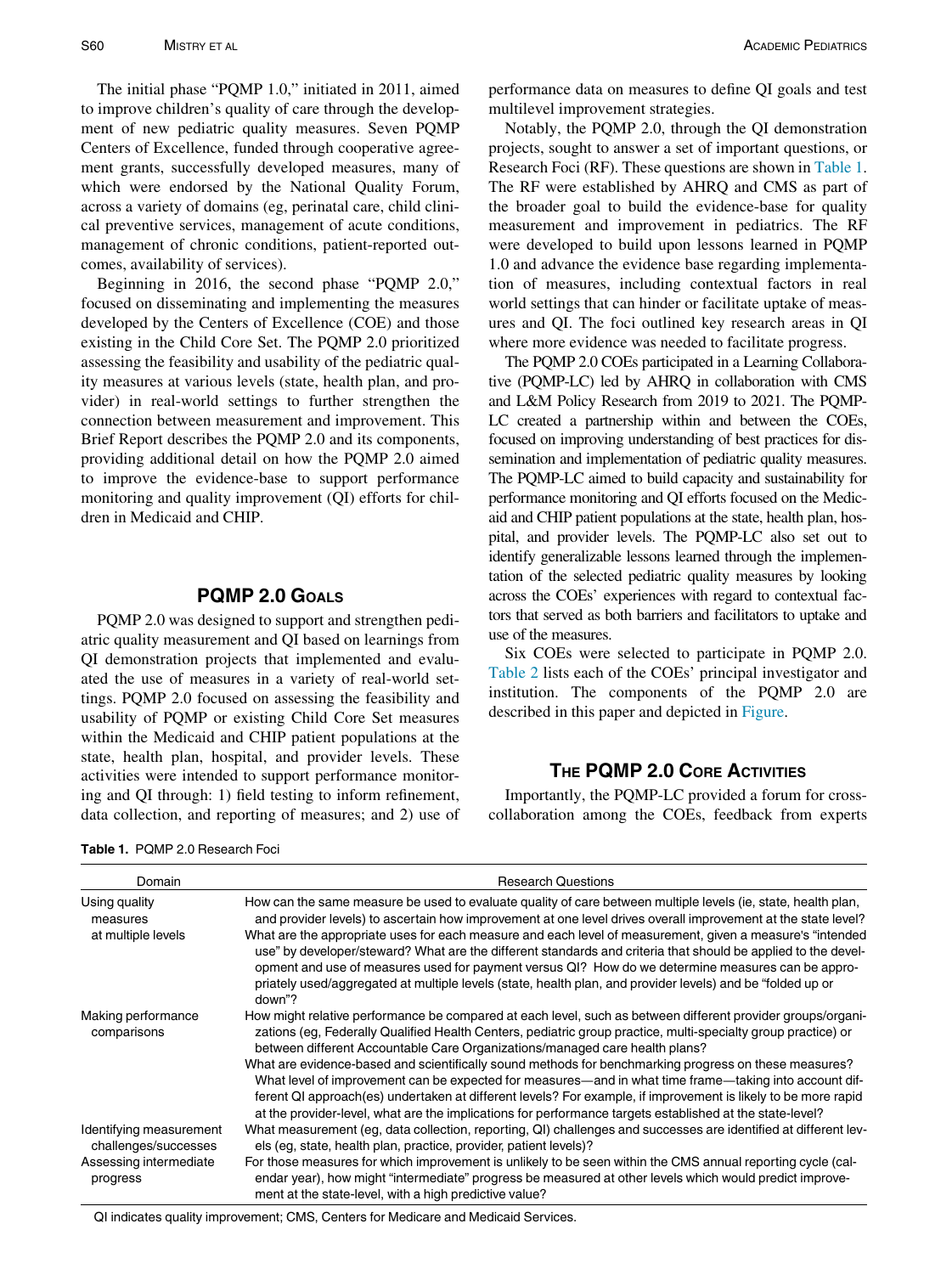The initial phase "PQMP 1.0," initiated in 2011, aimed to improve children's quality of care through the development of new pediatric quality measures. Seven PQMP Centers of Excellence, funded through cooperative agreement grants, successfully developed measures, many of which were endorsed by the National Quality Forum, across a variety of domains (eg, perinatal care, child clinical preventive services, management of acute conditions, management of chronic conditions, patient-reported outcomes, availability of services).

Beginning in 2016, the second phase "PQMP 2.0," focused on disseminating and implementing the measures developed by the Centers of Excellence (COE) and those existing in the Child Core Set. The PQMP 2.0 prioritized assessing the feasibility and usability of the pediatric quality measures at various levels (state, health plan, and provider) in real-world settings to further strengthen the connection between measurement and improvement. This Brief Report describes the PQMP 2.0 and its components, providing additional detail on how the PQMP 2.0 aimed to improve the evidence-base to support performance monitoring and quality improvement (QI) efforts for children in Medicaid and CHIP.

## PQMP 2.0 Goals

PQMP 2.0 was designed to support and strengthen pediatric quality measurement and QI based on learnings from QI demonstration projects that implemented and evaluated the use of measures in a variety of real-world settings. PQMP 2.0 focused on assessing the feasibility and usability of PQMP or existing Child Core Set measures within the Medicaid and CHIP patient populations at the state, health plan, hospital, and provider levels. These activities were intended to support performance monitoring and QI through: 1) field testing to inform refinement, data collection, and reporting of measures; and 2) use of performance data on measures to define QI goals and test multilevel improvement strategies.

Notably, the PQMP 2.0, through the QI demonstration projects, sought to answer a set of important questions, or Research Foci (RF). These questions are shown in Table 1. The RF were established by AHRQ and CMS as part of the broader goal to build the evidence-base for quality measurement and improvement in pediatrics. The RF were developed to build upon lessons learned in PQMP 1.0 and advance the evidence base regarding implementation of measures, including contextual factors in real world settings that can hinder or facilitate uptake of measures and QI. The foci outlined key research areas in QI where more evidence was needed to facilitate progress.

The PQMP 2.0 COEs participated in a Learning Collaborative (PQMP-LC) led by AHRQ in collaboration with CMS and L&M Policy Research from 2019 to 2021. The PQMP-LC created a partnership within and between the COEs, focused on improving understanding of best practices for dissemination and implementation of pediatric quality measures. The PQMP-LC aimed to build capacity and sustainability for performance monitoring and QI efforts focused on the Medicaid and CHIP patient populations at the state, health plan, hospital, and provider levels. The PQMP-LC also set out to identify generalizable lessons learned through the implementation of the selected pediatric quality measures by looking across the COEs' experiences with regard to contextual factors that served as both barriers and facilitators to uptake and use of the measures.

Six COEs were selected to participate in PQMP 2.0. Table 2 lists each of the COEs' principal investigator and institution. The components of the PQMP 2.0 are described in this paper and depicted in Figure.

## The PQMP 2.0 Core Activities

Importantly, the PQMP-LC provided a forum for cross-collaboration among the COEs, feedback from experts

**Table 1.** PQMP 2.0 Research Foci

| Domain | Research Questions |
|---|---|
| Using quality measures at multiple levels | How can the same measure be used to evaluate quality of care between multiple levels (ie, state, health plan, and provider levels) to ascertain how improvement at one level drives overall improvement at the state level?<br>What are the appropriate uses for each measure and each level of measurement, given a measure's "intended use" by developer/steward? What are the different standards and criteria that should be applied to the development and use of measures used for payment versus QI? How do we determine measures can be appropriately used/aggregated at multiple levels (state, health plan, and provider levels) and be "folded up or down"? |
| Making performance comparisons | How might relative performance be compared at each level, such as between different provider groups/organizations (eg, Federally Qualified Health Centers, pediatric group practice, multi-specialty group practice) or between different Accountable Care Organizations/managed care health plans?<br>What are evidence-based and scientifically sound methods for benchmarking progress on these measures? What level of improvement can be expected for measures—and in what time frame—taking into account different QI approach(es) undertaken at different levels? For example, if improvement is likely to be more rapid at the provider-level, what are the implications for performance targets established at the state-level? |
| Identifying measurement challenges/successes | What measurement (eg, data collection, reporting, QI) challenges and successes are identified at different levels (eg, state, health plan, practice, provider, patient levels)? |
| Assessing intermediate progress | For those measures for which improvement is unlikely to be seen within the CMS annual reporting cycle (calendar year), how might "intermediate" progress be measured at other levels which would predict improvement at the state-level, with a high predictive value? |

QI indicates quality improvement; CMS, Centers for Medicare and Medicaid Services.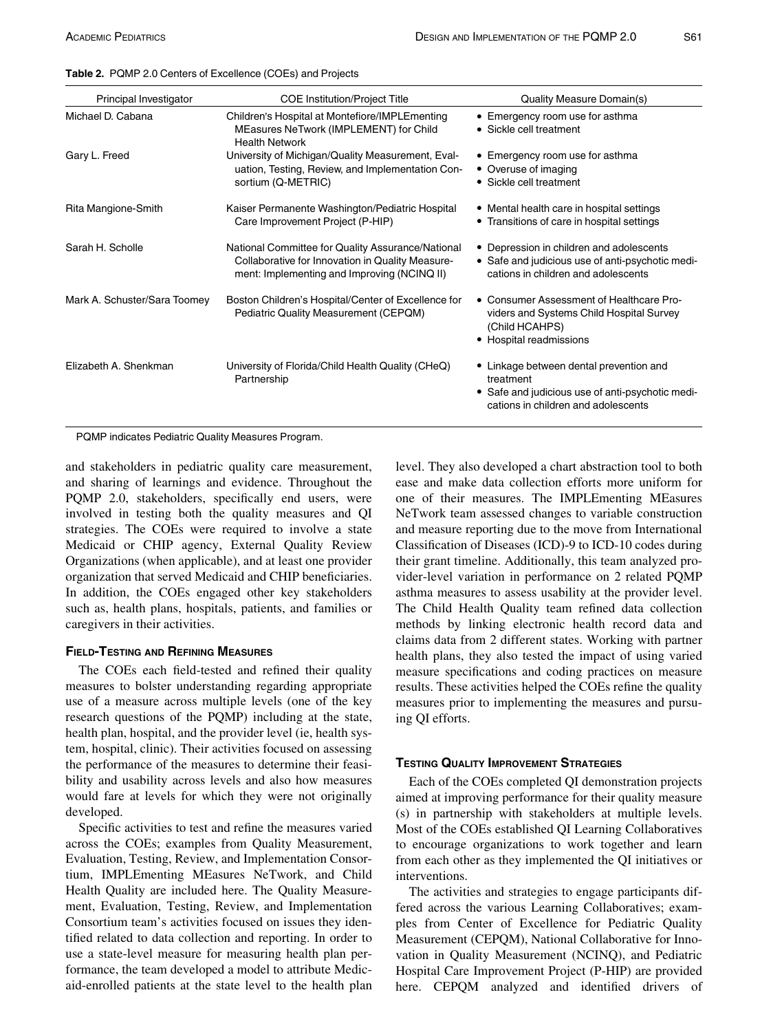**Table 2.** PQMP 2.0 Centers of Excellence (COEs) and Projects

| Principal Investigator | COE Institution/Project Title | Quality Measure Domain(s) |
|---|---|---|
| Michael D. Cabana | Children's Hospital at Montefiore/IMPLEmenting MEasures NeTwork (IMPLEMENT) for Child Health Network | • Emergency room use for asthma<br>• Sickle cell treatment |
| Gary L. Freed | University of Michigan/Quality Measurement, Evaluation, Testing, Review, and Implementation Consortium (Q-METRIC) | • Emergency room use for asthma<br>• Overuse of imaging<br>• Sickle cell treatment |
| Rita Mangione-Smith | Kaiser Permanente Washington/Pediatric Hospital Care Improvement Project (P-HIP) | • Mental health care in hospital settings<br>• Transitions of care in hospital settings |
| Sarah H. Scholle | National Committee for Quality Assurance/National Collaborative for Innovation in Quality Measurement: Implementing and Improving (NCINQ II) | • Depression in children and adolescents<br>• Safe and judicious use of anti-psychotic medications in children and adolescents |
| Mark A. Schuster/Sara Toomey | Boston Children's Hospital/Center of Excellence for Pediatric Quality Measurement (CEPQM) | • Consumer Assessment of Healthcare Providers and Systems Child Hospital Survey (Child HCAHPS)<br>• Hospital readmissions |
| Elizabeth A. Shenkman | University of Florida/Child Health Quality (CHeQ) Partnership | • Linkage between dental prevention and treatment<br>• Safe and judicious use of anti-psychotic medications in children and adolescents |

PQMP indicates Pediatric Quality Measures Program.

and stakeholders in pediatric quality care measurement, and sharing of learnings and evidence. Throughout the PQMP 2.0, stakeholders, specifically end users, were involved in testing both the quality measures and QI strategies. The COEs were required to involve a state Medicaid or CHIP agency, External Quality Review Organizations (when applicable), and at least one provider organization that served Medicaid and CHIP beneficiaries. In addition, the COEs engaged other key stakeholders such as, health plans, hospitals, patients, and families or caregivers in their activities.

## Field-Testing and Refining Measures

The COEs each field-tested and refined their quality measures to bolster understanding regarding appropriate use of a measure across multiple levels (one of the key research questions of the PQMP) including at the state, health plan, hospital, and the provider level (ie, health system, hospital, clinic). Their activities focused on assessing the performance of the measures to determine their feasibility and usability across levels and also how measures would fare at levels for which they were not originally developed.

Specific activities to test and refine the measures varied across the COEs; examples from Quality Measurement, Evaluation, Testing, Review, and Implementation Consortium, IMPLEmenting MEasures NeTwork, and Child Health Quality are included here. The Quality Measurement, Evaluation, Testing, Review, and Implementation Consortium team's activities focused on issues they identified related to data collection and reporting. In order to use a state-level measure for measuring health plan performance, the team developed a model to attribute Medicaid-enrolled patients at the state level to the health plan level. They also developed a chart abstraction tool to both ease and make data collection efforts more uniform for one of their measures. The IMPLEmenting MEasures NeTwork team assessed changes to variable construction and measure reporting due to the move from International Classification of Diseases (ICD)-9 to ICD-10 codes during their grant timeline. Additionally, this team analyzed provider-level variation in performance on 2 related PQMP asthma measures to assess usability at the provider level. The Child Health Quality team refined data collection methods by linking electronic health record data and claims data from 2 different states. Working with partner health plans, they also tested the impact of using varied measure specifications and coding practices on measure results. These activities helped the COEs refine the quality measures prior to implementing the measures and pursuing QI efforts.

## Testing Quality Improvement Strategies

Each of the COEs completed QI demonstration projects aimed at improving performance for their quality measure (s) in partnership with stakeholders at multiple levels. Most of the COEs established QI Learning Collaboratives to encourage organizations to work together and learn from each other as they implemented the QI initiatives or interventions.

The activities and strategies to engage participants differed across the various Learning Collaboratives; examples from Center of Excellence for Pediatric Quality Measurement (CEPQM), National Collaborative for Innovation in Quality Measurement (NCINQ), and Pediatric Hospital Care Improvement Project (P-HIP) are provided here. CEPQM analyzed and identified drivers of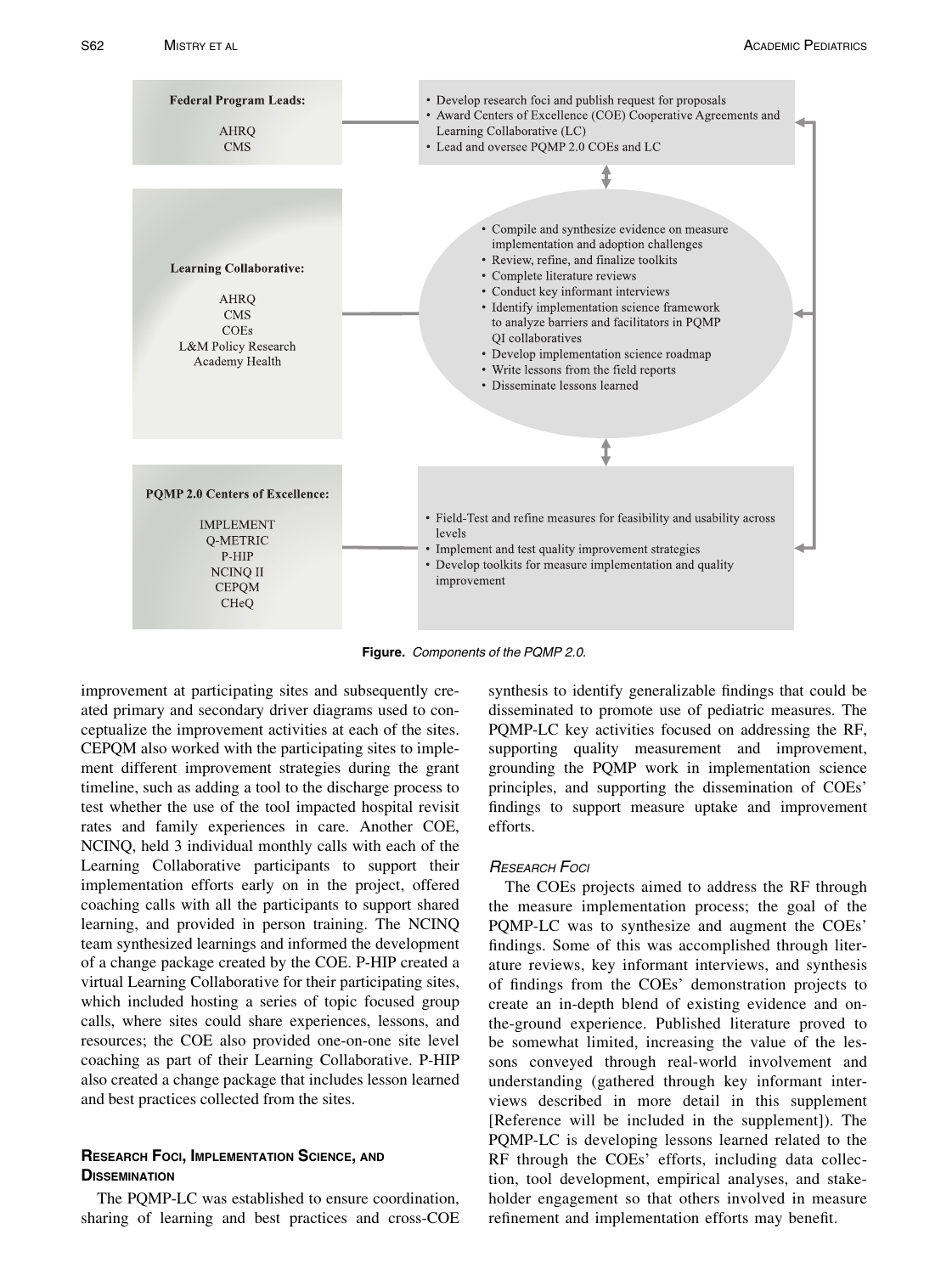**Federal Program Leads:**

AHRQ
CMS

- Develop research foci and publish request for proposals
- Award Centers of Excellence (COE) Cooperative Agreements and Learning Collaborative (LC)
- Lead and oversee PQMP 2.0 COEs and LC

**Learning Collaborative:**

AHRQ
CMS
COEs
L&M Policy Research
Academy Health

- Compile and synthesize evidence on measure implementation and adoption challenges
- Review, refine, and finalize toolkits
- Complete literature reviews
- Conduct key informant interviews
- Identify implementation science framework to analyze barriers and facilitators in PQMP QI collaboratives
- Develop implementation science roadmap
- Write lessons from the field reports
- Disseminate lessons learned

**PQMP 2.0 Centers of Excellence:**

IMPLEMENT
Q-METRIC
P-HIP
NCINQ II
CEPQM
CHeQ

- Field-Test and refine measures for feasibility and usability across levels
- Implement and test quality improvement strategies
- Develop toolkits for measure implementation and quality improvement

**Figure.** *Components of the PQMP 2.0.*

improvement at participating sites and subsequently created primary and secondary driver diagrams used to conceptualize the improvement activities at each of the sites. CEPQM also worked with the participating sites to implement different improvement strategies during the grant timeline, such as adding a tool to the discharge process to test whether the use of the tool impacted hospital revisit rates and family experiences in care. Another COE, NCINQ, held 3 individual monthly calls with each of the Learning Collaborative participants to support their implementation efforts early on in the project, offered coaching calls with all the participants to support shared learning, and provided in person training. The NCINQ team synthesized learnings and informed the development of a change package created by the COE. P-HIP created a virtual Learning Collaborative for their participating sites, which included hosting a series of topic focused group calls, where sites could share experiences, lessons, and resources; the COE also provided one-on-one site level coaching as part of their Learning Collaborative. P-HIP also created a change package that includes lesson learned and best practices collected from the sites.

## Research Foci, Implementation Science, and Dissemination

The PQMP-LC was established to ensure coordination, sharing of learning and best practices and cross-COE synthesis to identify generalizable findings that could be disseminated to promote use of pediatric measures. The PQMP-LC key activities focused on addressing the RF, supporting quality measurement and improvement, grounding the PQMP work in implementation science principles, and supporting the dissemination of COEs' findings to support measure uptake and improvement efforts.

### *Research Foci*

The COEs projects aimed to address the RF through the measure implementation process; the goal of the PQMP-LC was to synthesize and augment the COEs' findings. Some of this was accomplished through literature reviews, key informant interviews, and synthesis of findings from the COEs' demonstration projects to create an in-depth blend of existing evidence and on-the-ground experience. Published literature proved to be somewhat limited, increasing the value of the lessons conveyed through real-world involvement and understanding (gathered through key informant interviews described in more detail in this supplement [Reference will be included in the supplement]). The PQMP-LC is developing lessons learned related to the RF through the COEs' efforts, including data collection, tool development, empirical analyses, and stakeholder engagement so that others involved in measure refinement and implementation efforts may benefit.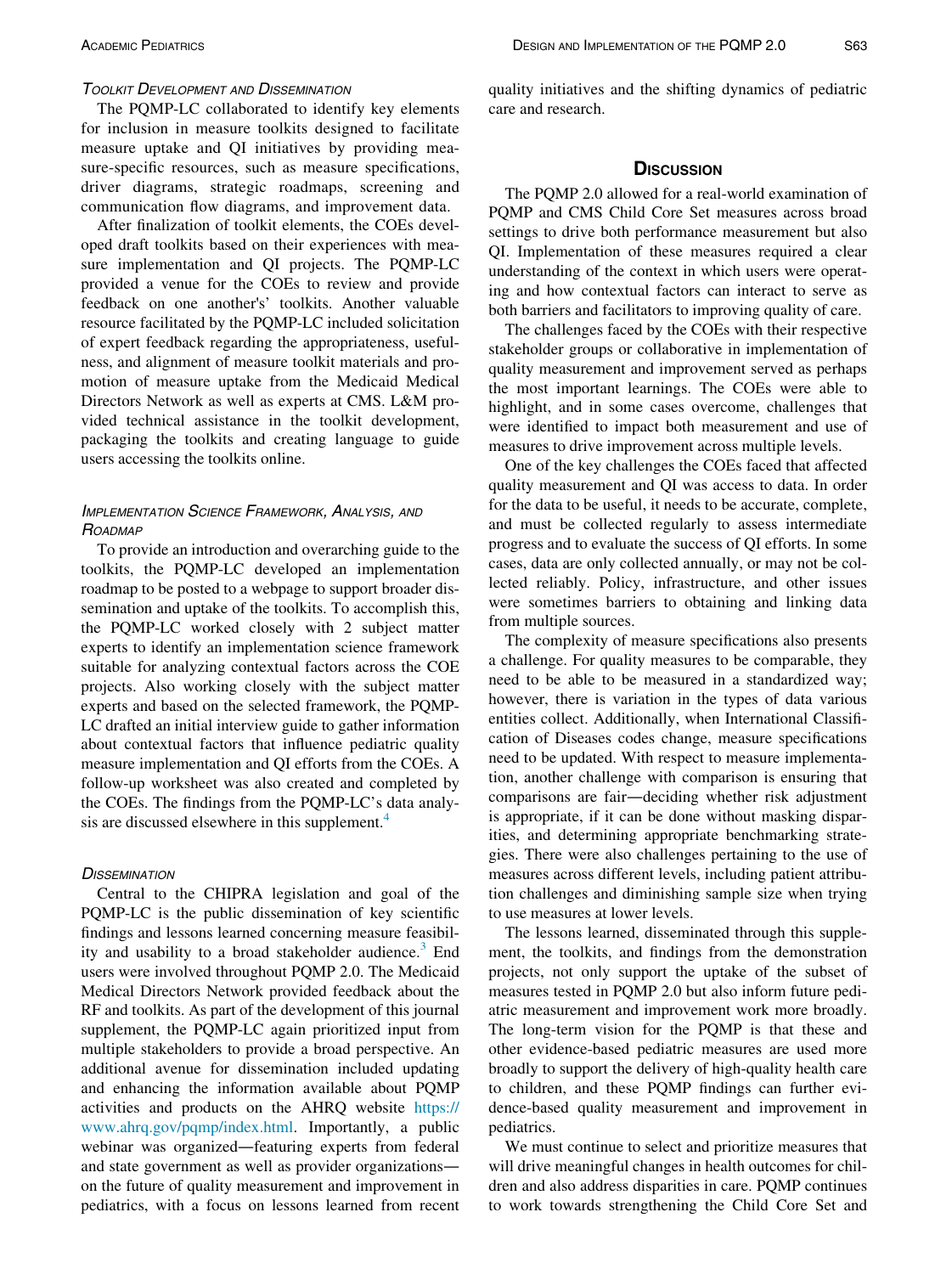### Toolkit Development and Dissemination

The PQMP-LC collaborated to identify key elements for inclusion in measure toolkits designed to facilitate measure uptake and QI initiatives by providing measure-specific resources, such as measure specifications, driver diagrams, strategic roadmaps, screening and communication flow diagrams, and improvement data.

After finalization of toolkit elements, the COEs developed draft toolkits based on their experiences with measure implementation and QI projects. The PQMP-LC provided a venue for the COEs to review and provide feedback on one another's' toolkits. Another valuable resource facilitated by the PQMP-LC included solicitation of expert feedback regarding the appropriateness, usefulness, and alignment of measure toolkit materials and promotion of measure uptake from the Medicaid Medical Directors Network as well as experts at CMS. L&M provided technical assistance in the toolkit development, packaging the toolkits and creating language to guide users accessing the toolkits online.

### Implementation Science Framework, Analysis, and Roadmap

To provide an introduction and overarching guide to the toolkits, the PQMP-LC developed an implementation roadmap to be posted to a webpage to support broader dissemination and uptake of the toolkits. To accomplish this, the PQMP-LC worked closely with 2 subject matter experts to identify an implementation science framework suitable for analyzing contextual factors across the COE projects. Also working closely with the subject matter experts and based on the selected framework, the PQMP-LC drafted an initial interview guide to gather information about contextual factors that influence pediatric quality measure implementation and QI efforts from the COEs. A follow-up worksheet was also created and completed by the COEs. The findings from the PQMP-LC's data analysis are discussed elsewhere in this supplement.[4]

### Dissemination

Central to the CHIPRA legislation and goal of the PQMP-LC is the public dissemination of key scientific findings and lessons learned concerning measure feasibility and usability to a broad stakeholder audience.[3] End users were involved throughout PQMP 2.0. The Medicaid Medical Directors Network provided feedback about the RF and toolkits. As part of the development of this journal supplement, the PQMP-LC again prioritized input from multiple stakeholders to provide a broad perspective. An additional avenue for dissemination included updating and enhancing the information available about PQMP activities and products on the AHRQ website https://www.ahrq.gov/pqmp/index.html. Importantly, a public webinar was organized—featuring experts from federal and state government as well as provider organizations—on the future of quality measurement and improvement in pediatrics, with a focus on lessons learned from recent quality initiatives and the shifting dynamics of pediatric care and research.

## Discussion

The PQMP 2.0 allowed for a real-world examination of PQMP and CMS Child Core Set measures across broad settings to drive both performance measurement but also QI. Implementation of these measures required a clear understanding of the context in which users were operating and how contextual factors can interact to serve as both barriers and facilitators to improving quality of care.

The challenges faced by the COEs with their respective stakeholder groups or collaborative in implementation of quality measurement and improvement served as perhaps the most important learnings. The COEs were able to highlight, and in some cases overcome, challenges that were identified to impact both measurement and use of measures to drive improvement across multiple levels.

One of the key challenges the COEs faced that affected quality measurement and QI was access to data. In order for the data to be useful, it needs to be accurate, complete, and must be collected regularly to assess intermediate progress and to evaluate the success of QI efforts. In some cases, data are only collected annually, or may not be collected reliably. Policy, infrastructure, and other issues were sometimes barriers to obtaining and linking data from multiple sources.

The complexity of measure specifications also presents a challenge. For quality measures to be comparable, they need to be able to be measured in a standardized way; however, there is variation in the types of data various entities collect. Additionally, when International Classification of Diseases codes change, measure specifications need to be updated. With respect to measure implementation, another challenge with comparison is ensuring that comparisons are fair—deciding whether risk adjustment is appropriate, if it can be done without masking disparities, and determining appropriate benchmarking strategies. There were also challenges pertaining to the use of measures across different levels, including patient attribution challenges and diminishing sample size when trying to use measures at lower levels.

The lessons learned, disseminated through this supplement, the toolkits, and findings from the demonstration projects, not only support the uptake of the subset of measures tested in PQMP 2.0 but also inform future pediatric measurement and improvement work more broadly. The long-term vision for the PQMP is that these and other evidence-based pediatric measures are used more broadly to support the delivery of high-quality health care to children, and these PQMP findings can further evidence-based quality measurement and improvement in pediatrics.

We must continue to select and prioritize measures that will drive meaningful changes in health outcomes for children and also address disparities in care. PQMP continues to work towards strengthening the Child Core Set and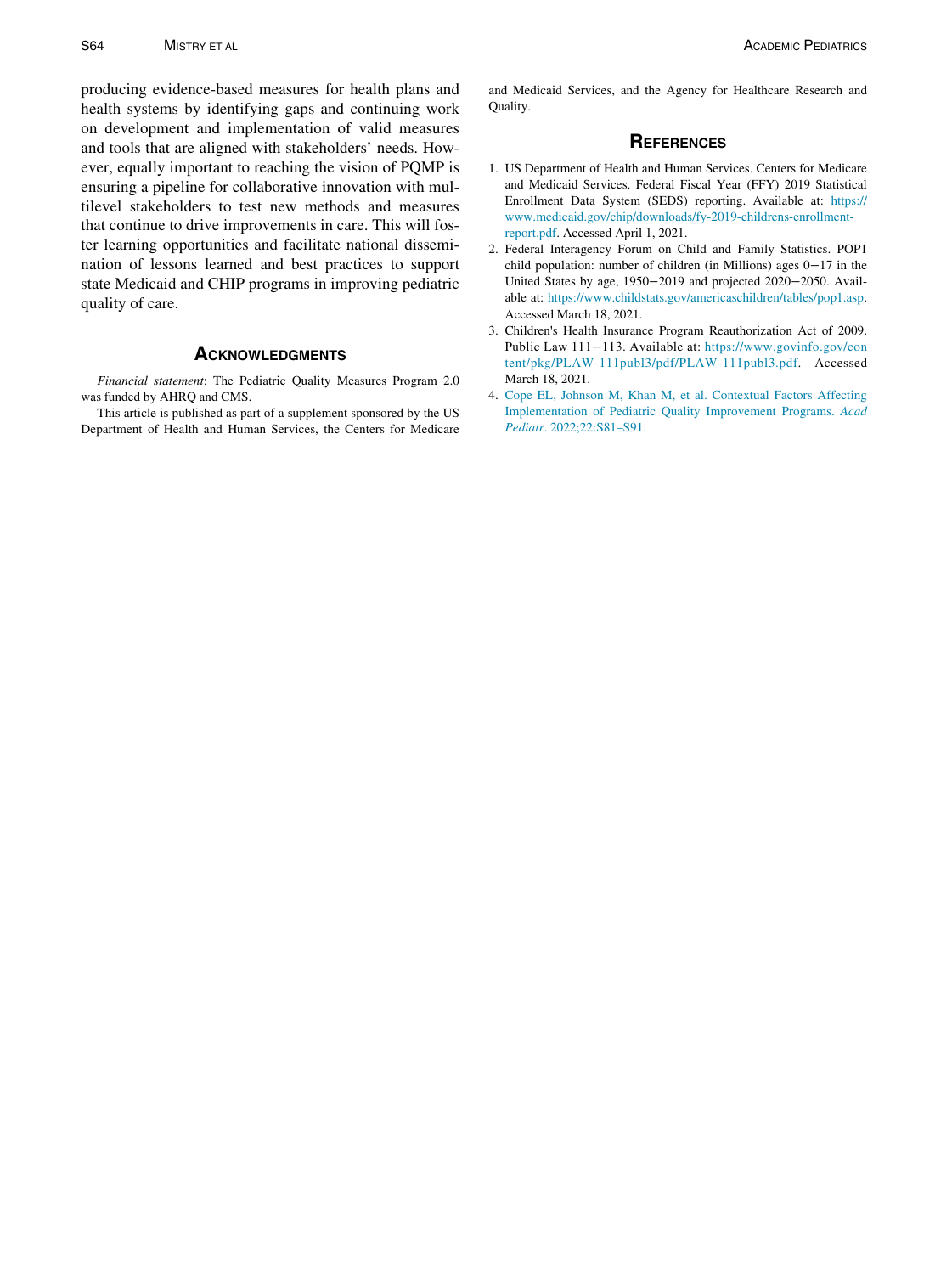producing evidence-based measures for health plans and health systems by identifying gaps and continuing work on development and implementation of valid measures and tools that are aligned with stakeholders' needs. However, equally important to reaching the vision of PQMP is ensuring a pipeline for collaborative innovation with multilevel stakeholders to test new methods and measures that continue to drive improvements in care. This will foster learning opportunities and facilitate national dissemination of lessons learned and best practices to support state Medicaid and CHIP programs in improving pediatric quality of care.

## Acknowledgments

*Financial statement*: The Pediatric Quality Measures Program 2.0 was funded by AHRQ and CMS.

This article is published as part of a supplement sponsored by the US Department of Health and Human Services, the Centers for Medicare and Medicaid Services, and the Agency for Healthcare Research and Quality.

## References

1. US Department of Health and Human Services. Centers for Medicare and Medicaid Services. Federal Fiscal Year (FFY) 2019 Statistical Enrollment Data System (SEDS) reporting. Available at: https://www.medicaid.gov/chip/downloads/fy-2019-childrens-enrollment-report.pdf. Accessed April 1, 2021.
2. Federal Interagency Forum on Child and Family Statistics. POP1 child population: number of children (in Millions) ages 0−17 in the United States by age, 1950−2019 and projected 2020−2050. Available at: https://www.childstats.gov/americaschildren/tables/pop1.asp. Accessed March 18, 2021.
3. Children's Health Insurance Program Reauthorization Act of 2009. Public Law 111−113. Available at: https://www.govinfo.gov/content/pkg/PLAW-111publ3/pdf/PLAW-111publ3.pdf. Accessed March 18, 2021.
4. Cope EL, Johnson M, Khan M, et al. Contextual Factors Affecting Implementation of Pediatric Quality Improvement Programs. *Acad Pediatr*. 2022;22:S81–S91.